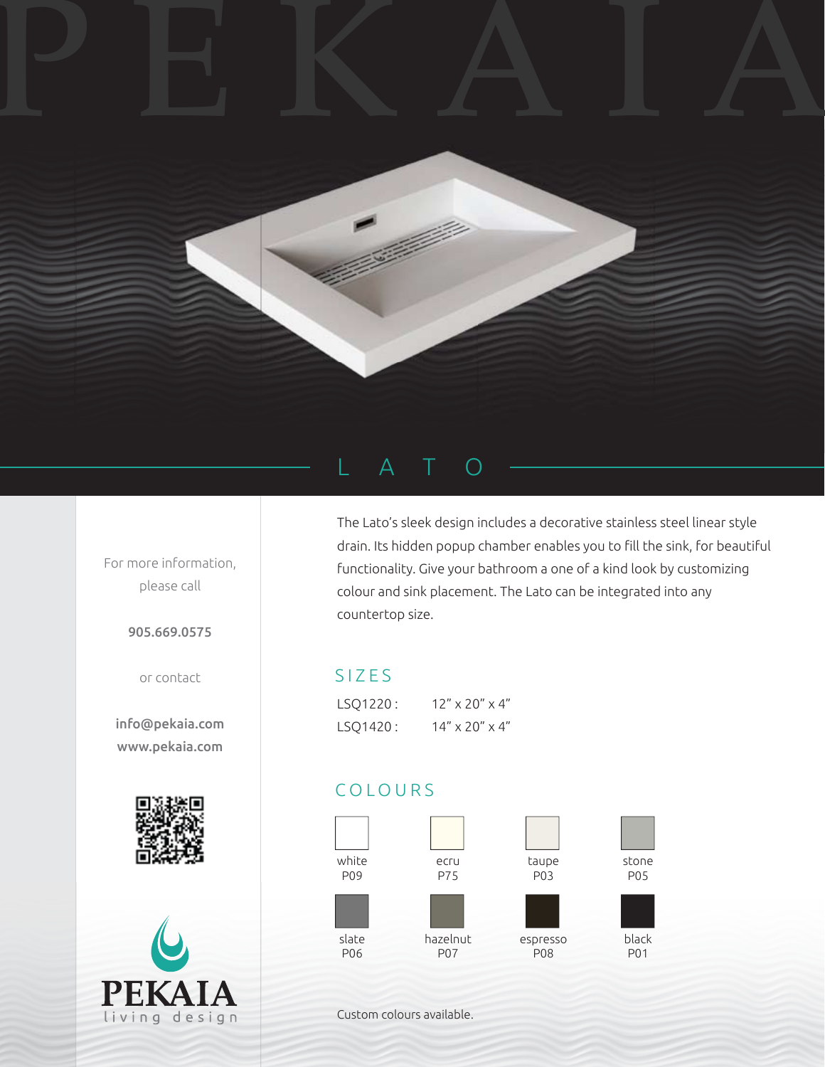# PEKAIA

## LATO

For more information, please call

**905.669.0575**

or contact

**info@pekaia.com**
**www.pekaia.com**

The Lato's sleek design includes a decorative stainless steel linear style drain. Its hidden popup chamber enables you to fill the sink, for beautiful functionality. Give your bathroom a one of a kind look by customizing colour and sink placement. The Lato can be integrated into any countertop size.

### SIZES

| | |
|---|---|
| LSQ1220 : | 12" x 20" x 4" |
| LSQ1420 : | 14" x 20" x 4" |

### COLOURS

| | | | |
|---|---|---|---|
| white P09 | ecru P75 | taupe P03 | stone P05 |
| slate P06 | hazelnut P07 | espresso P08 | black P01 |

Custom colours available.

**PEKAIA**
living design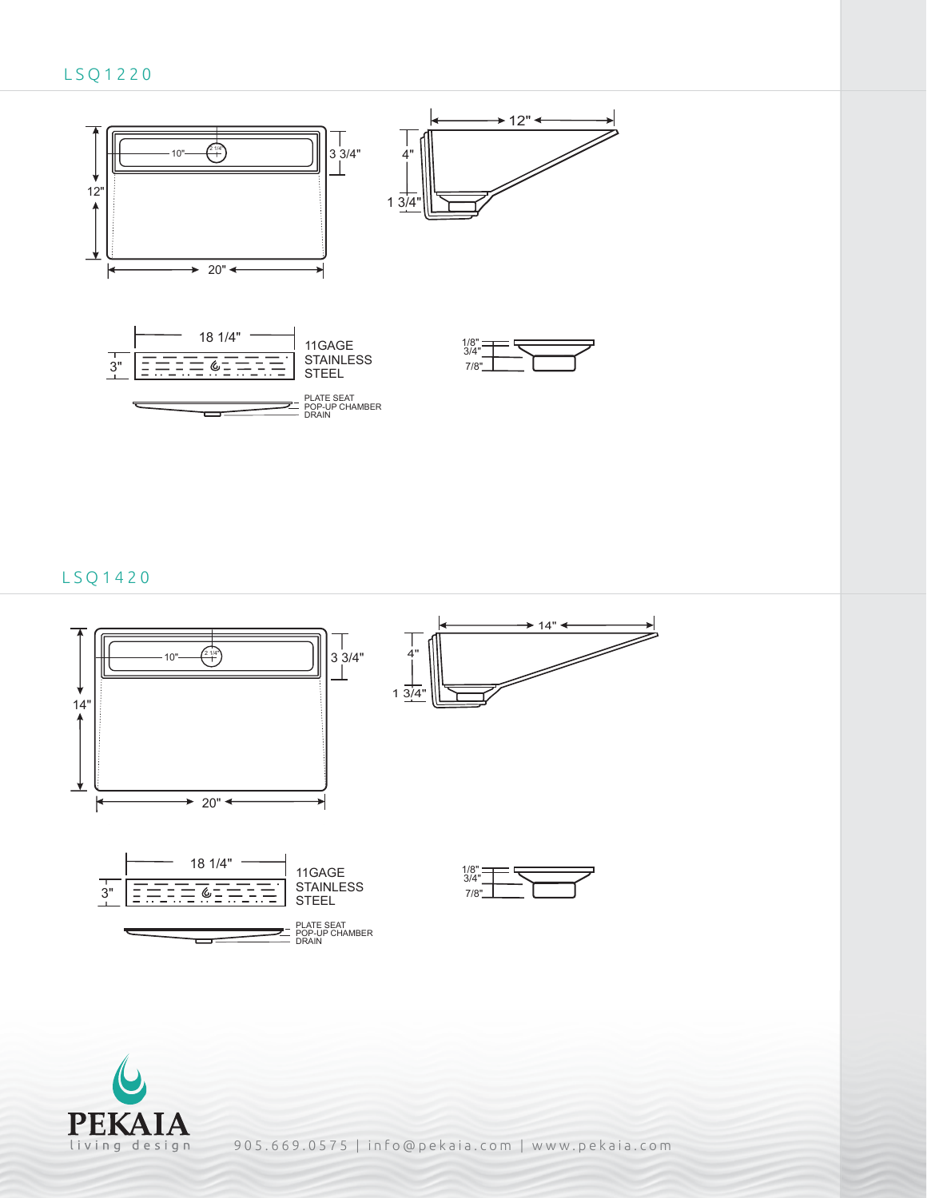## LSQ1220

12"

20"

10"

2 1/4"

3 3/4"

12"

4"

1 3/4"

18 1/4"

3"

11GAGE
STAINLESS
STEEL

PLATE SEAT
POP-UP CHAMBER
DRAIN

1/8"
3/4"
7/8"

## LSQ1420

14"

20"

10"

2 1/4"

3 3/4"

14"

4"

1 3/4"

18 1/4"

3"

11GAGE
STAINLESS
STEEL

PLATE SEAT
POP-UP CHAMBER
DRAIN

1/8"
3/4"
7/8"

PEKAIA
living design

905.669.0575 | info@pekaia.com | www.pekaia.com